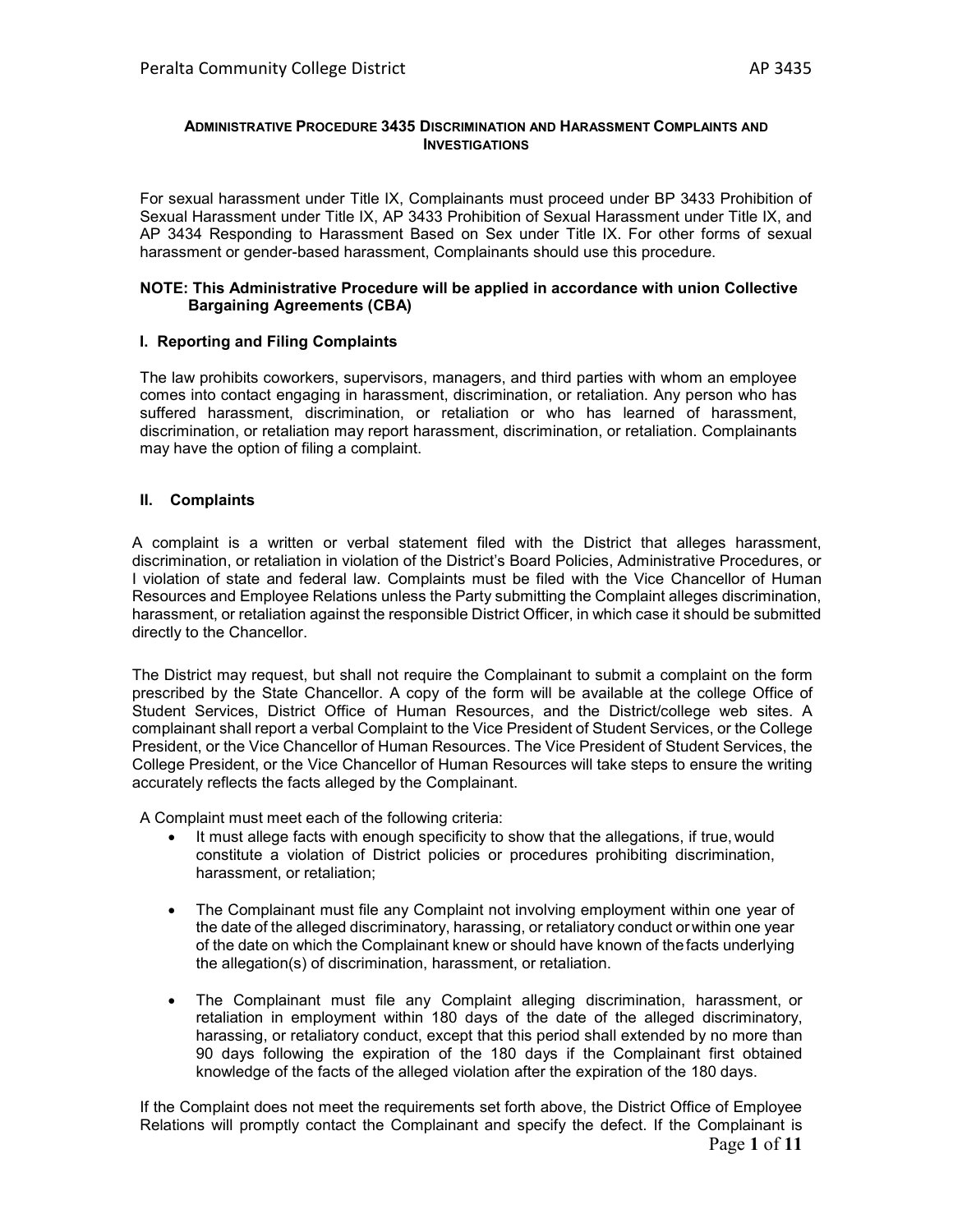## Administrative Procedure 3435 Discrimination and Harassment Complaints and Investigations

For sexual harassment under Title IX, Complainants must proceed under BP 3433 Prohibition of Sexual Harassment under Title IX, AP 3433 Prohibition of Sexual Harassment under Title IX, and AP 3434 Responding to Harassment Based on Sex under Title IX. For other forms of sexual harassment or gender-based harassment, Complainants should use this procedure.

**NOTE: This Administrative Procedure will be applied in accordance with union Collective Bargaining Agreements (CBA)**

### I. Reporting and Filing Complaints

The law prohibits coworkers, supervisors, managers, and third parties with whom an employee comes into contact engaging in harassment, discrimination, or retaliation. Any person who has suffered harassment, discrimination, or retaliation or who has learned of harassment, discrimination, or retaliation may report harassment, discrimination, or retaliation. Complainants may have the option of filing a complaint.

### II. Complaints

A complaint is a written or verbal statement filed with the District that alleges harassment, discrimination, or retaliation in violation of the District's Board Policies, Administrative Procedures, or I violation of state and federal law. Complaints must be filed with the Vice Chancellor of Human Resources and Employee Relations unless the Party submitting the Complaint alleges discrimination, harassment, or retaliation against the responsible District Officer, in which case it should be submitted directly to the Chancellor.

The District may request, but shall not require the Complainant to submit a complaint on the form prescribed by the State Chancellor. A copy of the form will be available at the college Office of Student Services, District Office of Human Resources, and the District/college web sites. A complainant shall report a verbal Complaint to the Vice President of Student Services, or the College President, or the Vice Chancellor of Human Resources. The Vice President of Student Services, the College President, or the Vice Chancellor of Human Resources will take steps to ensure the writing accurately reflects the facts alleged by the Complainant.

A Complaint must meet each of the following criteria:

- It must allege facts with enough specificity to show that the allegations, if true, would constitute a violation of District policies or procedures prohibiting discrimination, harassment, or retaliation;
- The Complainant must file any Complaint not involving employment within one year of the date of the alleged discriminatory, harassing, or retaliatory conduct or within one year of the date on which the Complainant knew or should have known of the facts underlying the allegation(s) of discrimination, harassment, or retaliation.
- The Complainant must file any Complaint alleging discrimination, harassment, or retaliation in employment within 180 days of the date of the alleged discriminatory, harassing, or retaliatory conduct, except that this period shall extended by no more than 90 days following the expiration of the 180 days if the Complainant first obtained knowledge of the facts of the alleged violation after the expiration of the 180 days.

If the Complaint does not meet the requirements set forth above, the District Office of Employee Relations will promptly contact the Complainant and specify the defect. If the Complainant is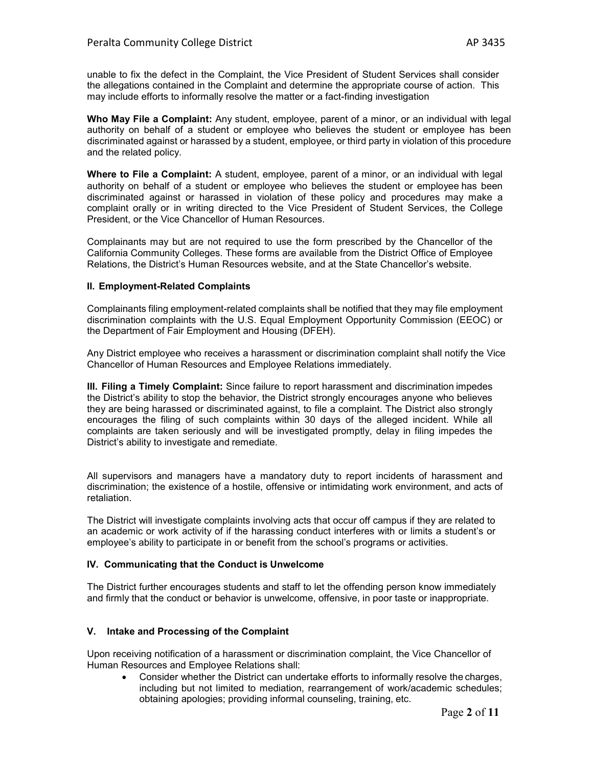unable to fix the defect in the Complaint, the Vice President of Student Services shall consider the allegations contained in the Complaint and determine the appropriate course of action. This may include efforts to informally resolve the matter or a fact-finding investigation

**Who May File a Complaint:** Any student, employee, parent of a minor, or an individual with legal authority on behalf of a student or employee who believes the student or employee has been discriminated against or harassed by a student, employee, or third party in violation of this procedure and the related policy.

**Where to File a Complaint:** A student, employee, parent of a minor, or an individual with legal authority on behalf of a student or employee who believes the student or employee has been discriminated against or harassed in violation of these policy and procedures may make a complaint orally or in writing directed to the Vice President of Student Services, the College President, or the Vice Chancellor of Human Resources.

Complainants may but are not required to use the form prescribed by the Chancellor of the California Community Colleges. These forms are available from the District Office of Employee Relations, the District's Human Resources website, and at the State Chancellor's website.

### II. Employment-Related Complaints

Complainants filing employment-related complaints shall be notified that they may file employment discrimination complaints with the U.S. Equal Employment Opportunity Commission (EEOC) or the Department of Fair Employment and Housing (DFEH).

Any District employee who receives a harassment or discrimination complaint shall notify the Vice Chancellor of Human Resources and Employee Relations immediately.

**III. Filing a Timely Complaint:** Since failure to report harassment and discrimination impedes the District's ability to stop the behavior, the District strongly encourages anyone who believes they are being harassed or discriminated against, to file a complaint. The District also strongly encourages the filing of such complaints within 30 days of the alleged incident. While all complaints are taken seriously and will be investigated promptly, delay in filing impedes the District's ability to investigate and remediate.

All supervisors and managers have a mandatory duty to report incidents of harassment and discrimination; the existence of a hostile, offensive or intimidating work environment, and acts of retaliation.

The District will investigate complaints involving acts that occur off campus if they are related to an academic or work activity of if the harassing conduct interferes with or limits a student's or employee's ability to participate in or benefit from the school's programs or activities.

### IV. Communicating that the Conduct is Unwelcome

The District further encourages students and staff to let the offending person know immediately and firmly that the conduct or behavior is unwelcome, offensive, in poor taste or inappropriate.

### V. Intake and Processing of the Complaint

Upon receiving notification of a harassment or discrimination complaint, the Vice Chancellor of Human Resources and Employee Relations shall:

- Consider whether the District can undertake efforts to informally resolve the charges, including but not limited to mediation, rearrangement of work/academic schedules; obtaining apologies; providing informal counseling, training, etc.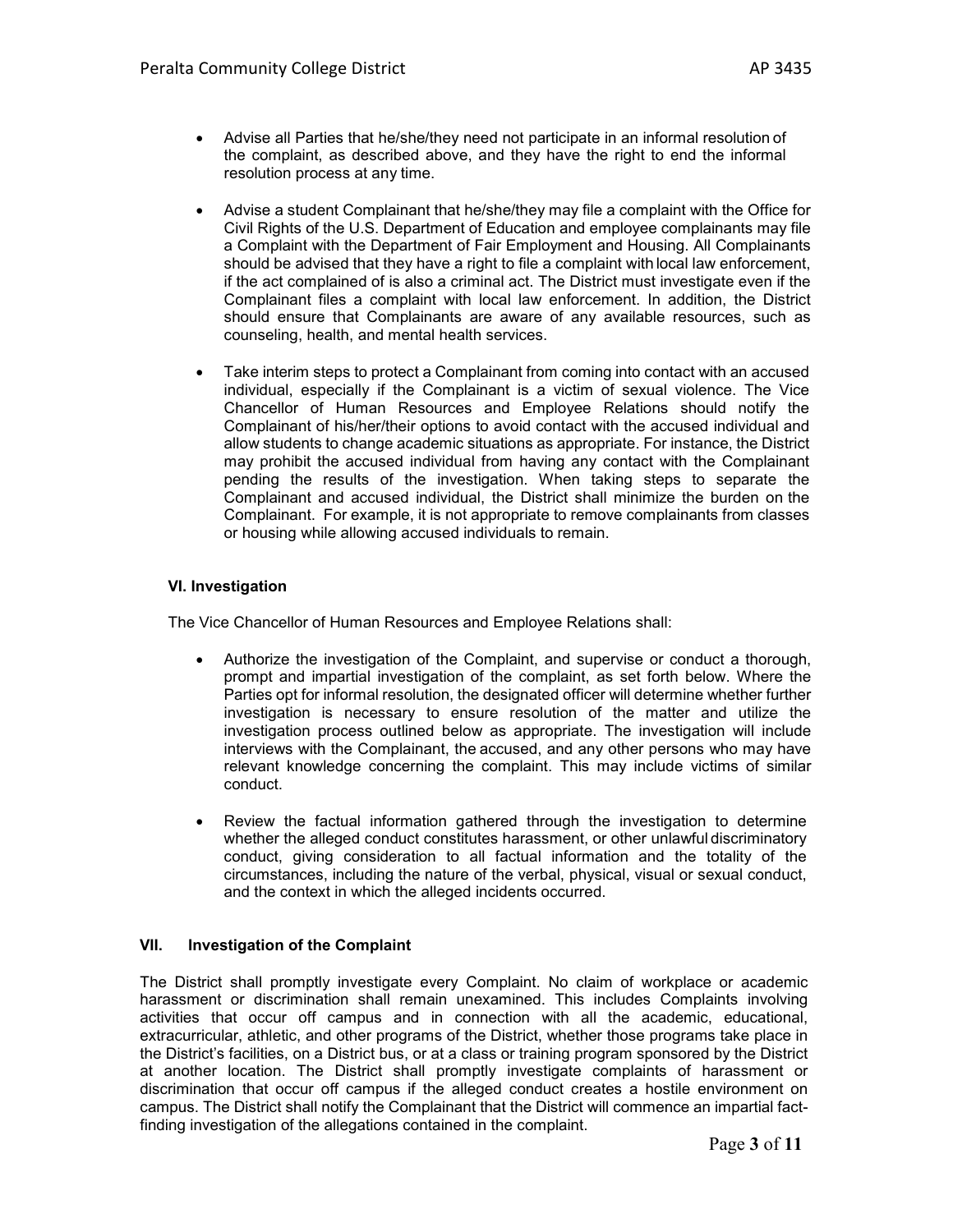- Advise all Parties that he/she/they need not participate in an informal resolution of the complaint, as described above, and they have the right to end the informal resolution process at any time.

- Advise a student Complainant that he/she/they may file a complaint with the Office for Civil Rights of the U.S. Department of Education and employee complainants may file a Complaint with the Department of Fair Employment and Housing. All Complainants should be advised that they have a right to file a complaint with local law enforcement, if the act complained of is also a criminal act. The District must investigate even if the Complainant files a complaint with local law enforcement. In addition, the District should ensure that Complainants are aware of any available resources, such as counseling, health, and mental health services.

- Take interim steps to protect a Complainant from coming into contact with an accused individual, especially if the Complainant is a victim of sexual violence. The Vice Chancellor of Human Resources and Employee Relations should notify the Complainant of his/her/their options to avoid contact with the accused individual and allow students to change academic situations as appropriate. For instance, the District may prohibit the accused individual from having any contact with the Complainant pending the results of the investigation. When taking steps to separate the Complainant and accused individual, the District shall minimize the burden on the Complainant. For example, it is not appropriate to remove complainants from classes or housing while allowing accused individuals to remain.

### VI. Investigation

The Vice Chancellor of Human Resources and Employee Relations shall:

- Authorize the investigation of the Complaint, and supervise or conduct a thorough, prompt and impartial investigation of the complaint, as set forth below. Where the Parties opt for informal resolution, the designated officer will determine whether further investigation is necessary to ensure resolution of the matter and utilize the investigation process outlined below as appropriate. The investigation will include interviews with the Complainant, the accused, and any other persons who may have relevant knowledge concerning the complaint. This may include victims of similar conduct.

- Review the factual information gathered through the investigation to determine whether the alleged conduct constitutes harassment, or other unlawful discriminatory conduct, giving consideration to all factual information and the totality of the circumstances, including the nature of the verbal, physical, visual or sexual conduct, and the context in which the alleged incidents occurred.

### VII. Investigation of the Complaint

The District shall promptly investigate every Complaint. No claim of workplace or academic harassment or discrimination shall remain unexamined. This includes Complaints involving activities that occur off campus and in connection with all the academic, educational, extracurricular, athletic, and other programs of the District, whether those programs take place in the District's facilities, on a District bus, or at a class or training program sponsored by the District at another location. The District shall promptly investigate complaints of harassment or discrimination that occur off campus if the alleged conduct creates a hostile environment on campus. The District shall notify the Complainant that the District will commence an impartial fact-finding investigation of the allegations contained in the complaint.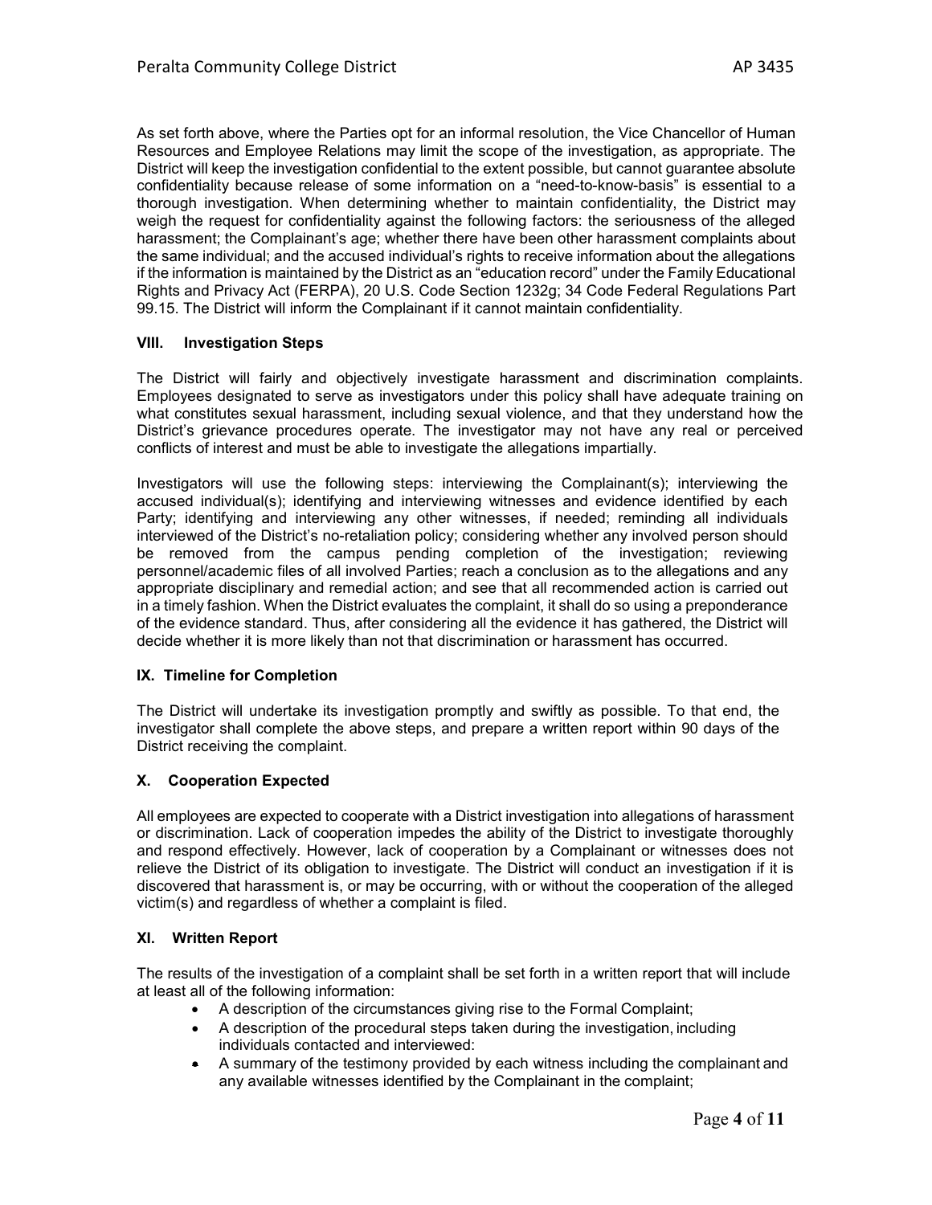As set forth above, where the Parties opt for an informal resolution, the Vice Chancellor of Human Resources and Employee Relations may limit the scope of the investigation, as appropriate. The District will keep the investigation confidential to the extent possible, but cannot guarantee absolute confidentiality because release of some information on a "need-to-know-basis" is essential to a thorough investigation. When determining whether to maintain confidentiality, the District may weigh the request for confidentiality against the following factors: the seriousness of the alleged harassment; the Complainant's age; whether there have been other harassment complaints about the same individual; and the accused individual's rights to receive information about the allegations if the information is maintained by the District as an "education record" under the Family Educational Rights and Privacy Act (FERPA), 20 U.S. Code Section 1232g; 34 Code Federal Regulations Part 99.15. The District will inform the Complainant if it cannot maintain confidentiality.

### VIII. Investigation Steps

The District will fairly and objectively investigate harassment and discrimination complaints. Employees designated to serve as investigators under this policy shall have adequate training on what constitutes sexual harassment, including sexual violence, and that they understand how the District's grievance procedures operate. The investigator may not have any real or perceived conflicts of interest and must be able to investigate the allegations impartially.

Investigators will use the following steps: interviewing the Complainant(s); interviewing the accused individual(s); identifying and interviewing witnesses and evidence identified by each Party; identifying and interviewing any other witnesses, if needed; reminding all individuals interviewed of the District's no-retaliation policy; considering whether any involved person should be removed from the campus pending completion of the investigation; reviewing personnel/academic files of all involved Parties; reach a conclusion as to the allegations and any appropriate disciplinary and remedial action; and see that all recommended action is carried out in a timely fashion. When the District evaluates the complaint, it shall do so using a preponderance of the evidence standard. Thus, after considering all the evidence it has gathered, the District will decide whether it is more likely than not that discrimination or harassment has occurred.

### IX. Timeline for Completion

The District will undertake its investigation promptly and swiftly as possible. To that end, the investigator shall complete the above steps, and prepare a written report within 90 days of the District receiving the complaint.

### X. Cooperation Expected

All employees are expected to cooperate with a District investigation into allegations of harassment or discrimination. Lack of cooperation impedes the ability of the District to investigate thoroughly and respond effectively. However, lack of cooperation by a Complainant or witnesses does not relieve the District of its obligation to investigate. The District will conduct an investigation if it is discovered that harassment is, or may be occurring, with or without the cooperation of the alleged victim(s) and regardless of whether a complaint is filed.

### XI. Written Report

The results of the investigation of a complaint shall be set forth in a written report that will include at least all of the following information:

- A description of the circumstances giving rise to the Formal Complaint;
- A description of the procedural steps taken during the investigation, including individuals contacted and interviewed:
- A summary of the testimony provided by each witness including the complainant and any available witnesses identified by the Complainant in the complaint;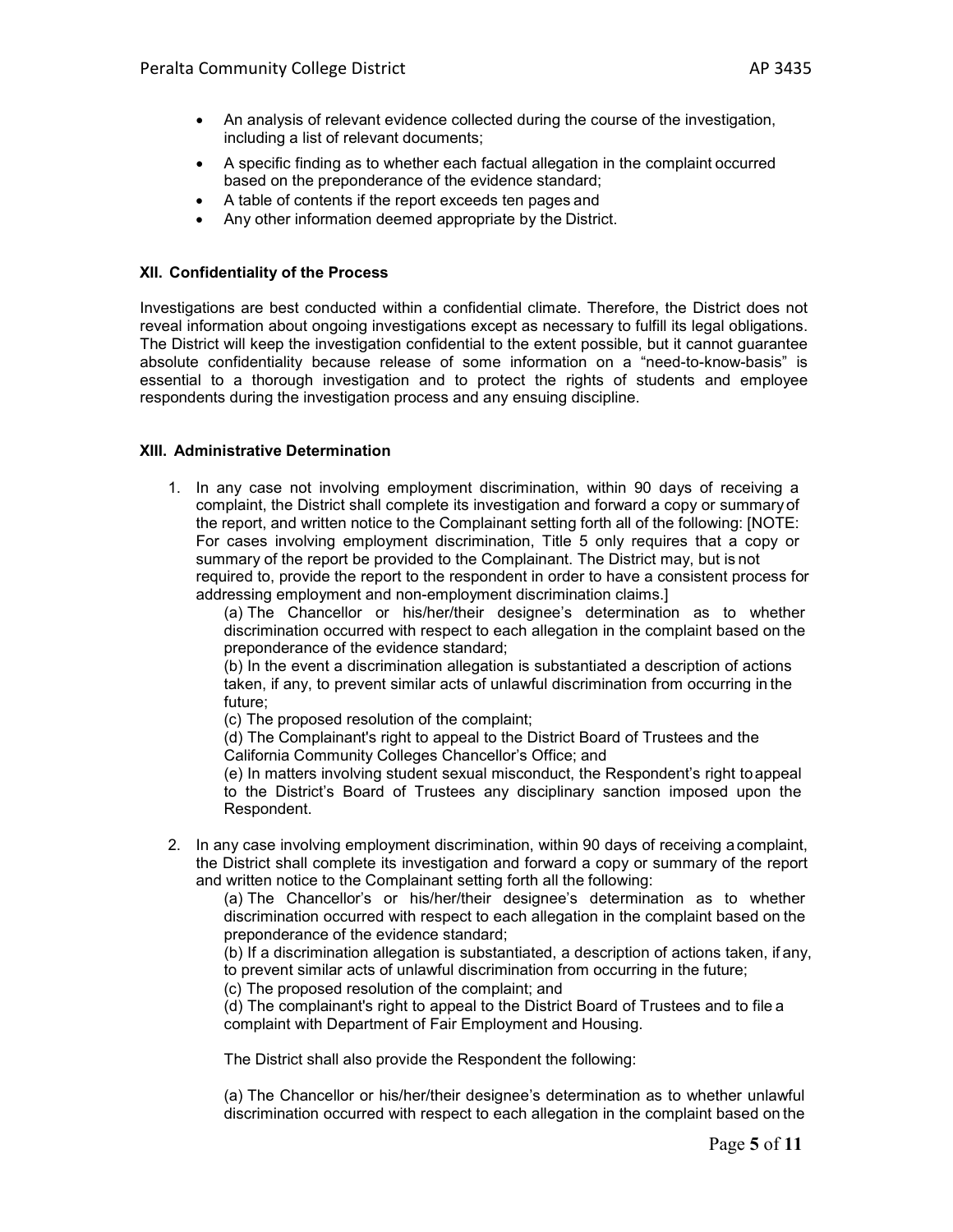- An analysis of relevant evidence collected during the course of the investigation, including a list of relevant documents;
- A specific finding as to whether each factual allegation in the complaint occurred based on the preponderance of the evidence standard;
- A table of contents if the report exceeds ten pages and
- Any other information deemed appropriate by the District.

**XII. Confidentiality of the Process**

Investigations are best conducted within a confidential climate. Therefore, the District does not reveal information about ongoing investigations except as necessary to fulfill its legal obligations. The District will keep the investigation confidential to the extent possible, but it cannot guarantee absolute confidentiality because release of some information on a "need-to-know-basis" is essential to a thorough investigation and to protect the rights of students and employee respondents during the investigation process and any ensuing discipline.

**XIII. Administrative Determination**

1. In any case not involving employment discrimination, within 90 days of receiving a complaint, the District shall complete its investigation and forward a copy or summary of the report, and written notice to the Complainant setting forth all of the following: [NOTE: For cases involving employment discrimination, Title 5 only requires that a copy or summary of the report be provided to the Complainant. The District may, but is not required to, provide the report to the respondent in order to have a consistent process for addressing employment and non-employment discrimination claims.]

   (a) The Chancellor or his/her/their designee's determination as to whether discrimination occurred with respect to each allegation in the complaint based on the preponderance of the evidence standard;
   (b) In the event a discrimination allegation is substantiated a description of actions taken, if any, to prevent similar acts of unlawful discrimination from occurring in the future;
   (c) The proposed resolution of the complaint;
   (d) The Complainant's right to appeal to the District Board of Trustees and the California Community Colleges Chancellor's Office; and
   (e) In matters involving student sexual misconduct, the Respondent's right to appeal to the District's Board of Trustees any disciplinary sanction imposed upon the Respondent.

2. In any case involving employment discrimination, within 90 days of receiving a complaint, the District shall complete its investigation and forward a copy or summary of the report and written notice to the Complainant setting forth all the following:

   (a) The Chancellor's or his/her/their designee's determination as to whether discrimination occurred with respect to each allegation in the complaint based on the preponderance of the evidence standard;
   (b) If a discrimination allegation is substantiated, a description of actions taken, if any, to prevent similar acts of unlawful discrimination from occurring in the future;
   (c) The proposed resolution of the complaint; and
   (d) The complainant's right to appeal to the District Board of Trustees and to file a complaint with Department of Fair Employment and Housing.

   The District shall also provide the Respondent the following:

   (a) The Chancellor or his/her/their designee's determination as to whether unlawful discrimination occurred with respect to each allegation in the complaint based on the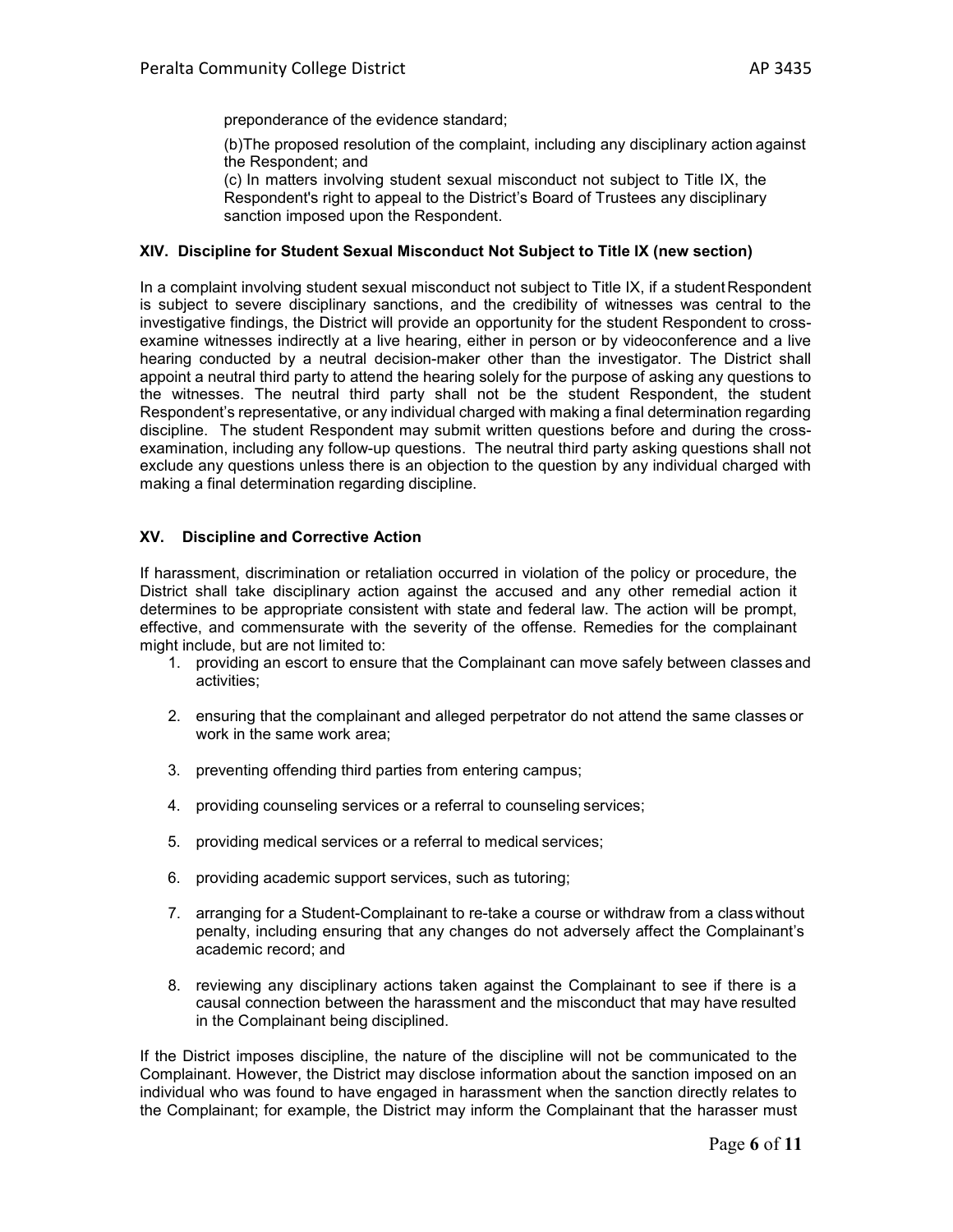preponderance of the evidence standard;

(b)The proposed resolution of the complaint, including any disciplinary action against the Respondent; and

(c) In matters involving student sexual misconduct not subject to Title IX, the Respondent's right to appeal to the District's Board of Trustees any disciplinary sanction imposed upon the Respondent.

### XIV. Discipline for Student Sexual Misconduct Not Subject to Title IX (new section)

In a complaint involving student sexual misconduct not subject to Title IX, if a student Respondent is subject to severe disciplinary sanctions, and the credibility of witnesses was central to the investigative findings, the District will provide an opportunity for the student Respondent to cross-examine witnesses indirectly at a live hearing, either in person or by videoconference and a live hearing conducted by a neutral decision-maker other than the investigator. The District shall appoint a neutral third party to attend the hearing solely for the purpose of asking any questions to the witnesses. The neutral third party shall not be the student Respondent, the student Respondent's representative, or any individual charged with making a final determination regarding discipline. The student Respondent may submit written questions before and during the cross-examination, including any follow-up questions. The neutral third party asking questions shall not exclude any questions unless there is an objection to the question by any individual charged with making a final determination regarding discipline.

### XV. Discipline and Corrective Action

If harassment, discrimination or retaliation occurred in violation of the policy or procedure, the District shall take disciplinary action against the accused and any other remedial action it determines to be appropriate consistent with state and federal law. The action will be prompt, effective, and commensurate with the severity of the offense. Remedies for the complainant might include, but are not limited to:

1. providing an escort to ensure that the Complainant can move safely between classes and activities;
2. ensuring that the complainant and alleged perpetrator do not attend the same classes or work in the same work area;
3. preventing offending third parties from entering campus;
4. providing counseling services or a referral to counseling services;
5. providing medical services or a referral to medical services;
6. providing academic support services, such as tutoring;
7. arranging for a Student-Complainant to re-take a course or withdraw from a class without penalty, including ensuring that any changes do not adversely affect the Complainant's academic record; and
8. reviewing any disciplinary actions taken against the Complainant to see if there is a causal connection between the harassment and the misconduct that may have resulted in the Complainant being disciplined.

If the District imposes discipline, the nature of the discipline will not be communicated to the Complainant. However, the District may disclose information about the sanction imposed on an individual who was found to have engaged in harassment when the sanction directly relates to the Complainant; for example, the District may inform the Complainant that the harasser must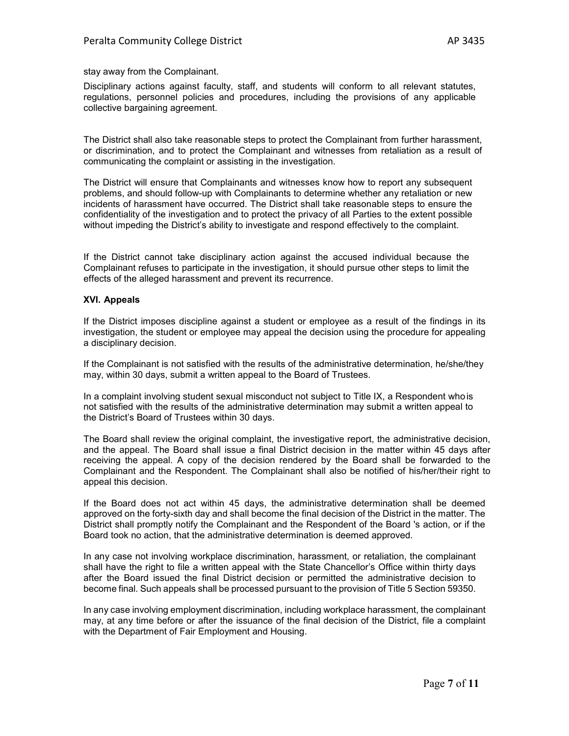stay away from the Complainant.

Disciplinary actions against faculty, staff, and students will conform to all relevant statutes, regulations, personnel policies and procedures, including the provisions of any applicable collective bargaining agreement.

The District shall also take reasonable steps to protect the Complainant from further harassment, or discrimination, and to protect the Complainant and witnesses from retaliation as a result of communicating the complaint or assisting in the investigation.

The District will ensure that Complainants and witnesses know how to report any subsequent problems, and should follow-up with Complainants to determine whether any retaliation or new incidents of harassment have occurred. The District shall take reasonable steps to ensure the confidentiality of the investigation and to protect the privacy of all Parties to the extent possible without impeding the District's ability to investigate and respond effectively to the complaint.

If the District cannot take disciplinary action against the accused individual because the Complainant refuses to participate in the investigation, it should pursue other steps to limit the effects of the alleged harassment and prevent its recurrence.

**XVI. Appeals**

If the District imposes discipline against a student or employee as a result of the findings in its investigation, the student or employee may appeal the decision using the procedure for appealing a disciplinary decision.

If the Complainant is not satisfied with the results of the administrative determination, he/she/they may, within 30 days, submit a written appeal to the Board of Trustees.

In a complaint involving student sexual misconduct not subject to Title IX, a Respondent who is not satisfied with the results of the administrative determination may submit a written appeal to the District's Board of Trustees within 30 days.

The Board shall review the original complaint, the investigative report, the administrative decision, and the appeal. The Board shall issue a final District decision in the matter within 45 days after receiving the appeal. A copy of the decision rendered by the Board shall be forwarded to the Complainant and the Respondent. The Complainant shall also be notified of his/her/their right to appeal this decision.

If the Board does not act within 45 days, the administrative determination shall be deemed approved on the forty-sixth day and shall become the final decision of the District in the matter. The District shall promptly notify the Complainant and the Respondent of the Board 's action, or if the Board took no action, that the administrative determination is deemed approved.

In any case not involving workplace discrimination, harassment, or retaliation, the complainant shall have the right to file a written appeal with the State Chancellor's Office within thirty days after the Board issued the final District decision or permitted the administrative decision to become final. Such appeals shall be processed pursuant to the provision of Title 5 Section 59350.

In any case involving employment discrimination, including workplace harassment, the complainant may, at any time before or after the issuance of the final decision of the District, file a complaint with the Department of Fair Employment and Housing.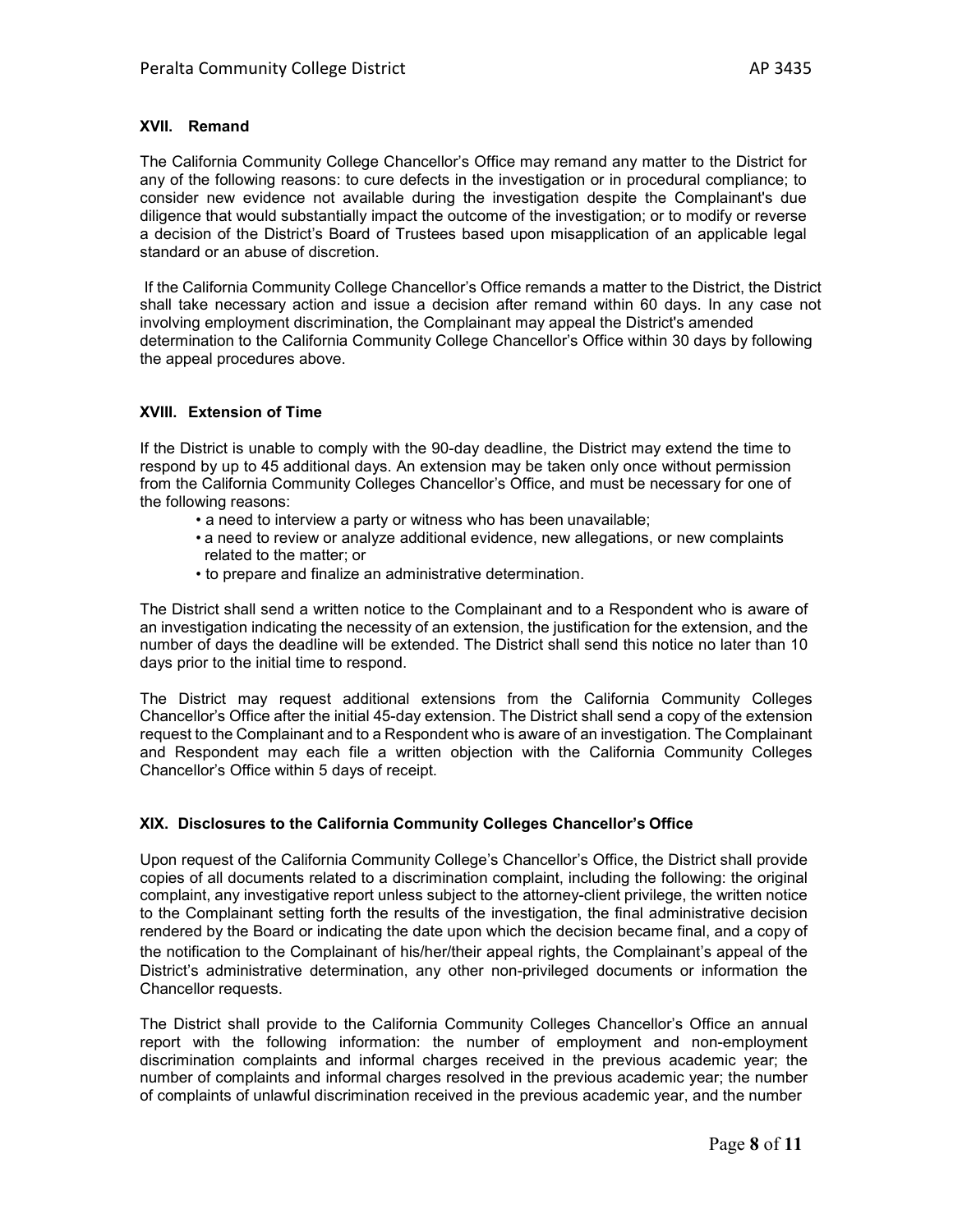### XVII. Remand

The California Community College Chancellor's Office may remand any matter to the District for any of the following reasons: to cure defects in the investigation or in procedural compliance; to consider new evidence not available during the investigation despite the Complainant's due diligence that would substantially impact the outcome of the investigation; or to modify or reverse a decision of the District's Board of Trustees based upon misapplication of an applicable legal standard or an abuse of discretion.

If the California Community College Chancellor's Office remands a matter to the District, the District shall take necessary action and issue a decision after remand within 60 days. In any case not involving employment discrimination, the Complainant may appeal the District's amended determination to the California Community College Chancellor's Office within 30 days by following the appeal procedures above.

### XVIII. Extension of Time

If the District is unable to comply with the 90-day deadline, the District may extend the time to respond by up to 45 additional days. An extension may be taken only once without permission from the California Community Colleges Chancellor's Office, and must be necessary for one of the following reasons:

- a need to interview a party or witness who has been unavailable;
- a need to review or analyze additional evidence, new allegations, or new complaints related to the matter; or
- to prepare and finalize an administrative determination.

The District shall send a written notice to the Complainant and to a Respondent who is aware of an investigation indicating the necessity of an extension, the justification for the extension, and the number of days the deadline will be extended. The District shall send this notice no later than 10 days prior to the initial time to respond.

The District may request additional extensions from the California Community Colleges Chancellor's Office after the initial 45-day extension. The District shall send a copy of the extension request to the Complainant and to a Respondent who is aware of an investigation. The Complainant and Respondent may each file a written objection with the California Community Colleges Chancellor's Office within 5 days of receipt.

### XIX. Disclosures to the California Community Colleges Chancellor's Office

Upon request of the California Community College's Chancellor's Office, the District shall provide copies of all documents related to a discrimination complaint, including the following: the original complaint, any investigative report unless subject to the attorney-client privilege, the written notice to the Complainant setting forth the results of the investigation, the final administrative decision rendered by the Board or indicating the date upon which the decision became final, and a copy of the notification to the Complainant of his/her/their appeal rights, the Complainant's appeal of the District's administrative determination, any other non-privileged documents or information the Chancellor requests.

The District shall provide to the California Community Colleges Chancellor's Office an annual report with the following information: the number of employment and non-employment discrimination complaints and informal charges received in the previous academic year; the number of complaints and informal charges resolved in the previous academic year; the number of complaints of unlawful discrimination received in the previous academic year, and the number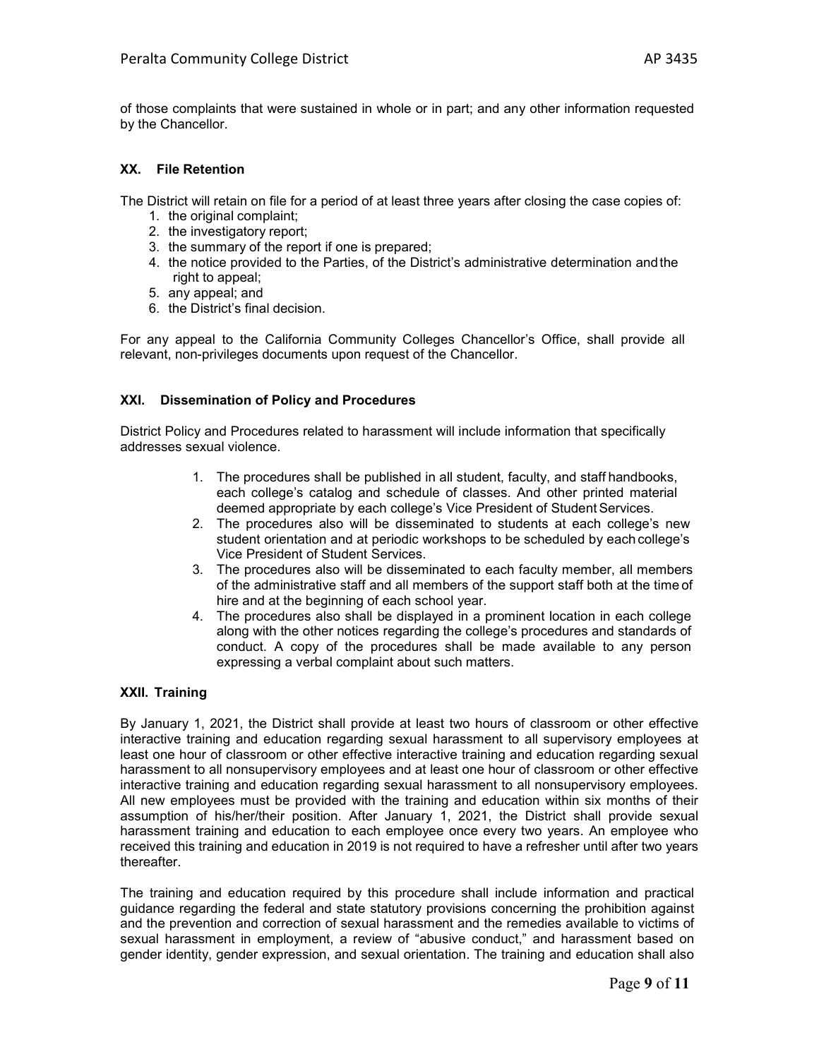of those complaints that were sustained in whole or in part; and any other information requested by the Chancellor.

### XX. File Retention

The District will retain on file for a period of at least three years after closing the case copies of:

1. the original complaint;
2. the investigatory report;
3. the summary of the report if one is prepared;
4. the notice provided to the Parties, of the District's administrative determination and the right to appeal;
5. any appeal; and
6. the District's final decision.

For any appeal to the California Community Colleges Chancellor's Office, shall provide all relevant, non-privileges documents upon request of the Chancellor.

### XXI. Dissemination of Policy and Procedures

District Policy and Procedures related to harassment will include information that specifically addresses sexual violence.

1. The procedures shall be published in all student, faculty, and staff handbooks, each college's catalog and schedule of classes. And other printed material deemed appropriate by each college's Vice President of Student Services.
2. The procedures also will be disseminated to students at each college's new student orientation and at periodic workshops to be scheduled by each college's Vice President of Student Services.
3. The procedures also will be disseminated to each faculty member, all members of the administrative staff and all members of the support staff both at the time of hire and at the beginning of each school year.
4. The procedures also shall be displayed in a prominent location in each college along with the other notices regarding the college's procedures and standards of conduct. A copy of the procedures shall be made available to any person expressing a verbal complaint about such matters.

### XXII. Training

By January 1, 2021, the District shall provide at least two hours of classroom or other effective interactive training and education regarding sexual harassment to all supervisory employees at least one hour of classroom or other effective interactive training and education regarding sexual harassment to all nonsupervisory employees and at least one hour of classroom or other effective interactive training and education regarding sexual harassment to all nonsupervisory employees. All new employees must be provided with the training and education within six months of their assumption of his/her/their position. After January 1, 2021, the District shall provide sexual harassment training and education to each employee once every two years. An employee who received this training and education in 2019 is not required to have a refresher until after two years thereafter.

The training and education required by this procedure shall include information and practical guidance regarding the federal and state statutory provisions concerning the prohibition against and the prevention and correction of sexual harassment and the remedies available to victims of sexual harassment in employment, a review of "abusive conduct," and harassment based on gender identity, gender expression, and sexual orientation. The training and education shall also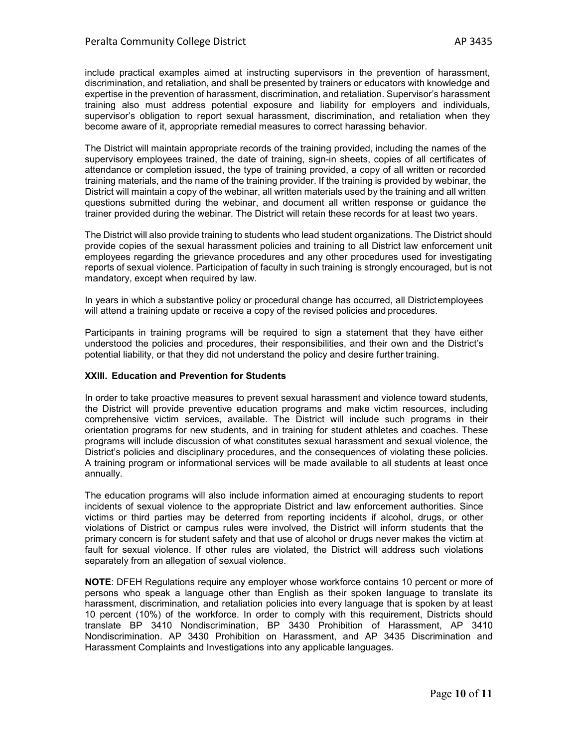include practical examples aimed at instructing supervisors in the prevention of harassment, discrimination, and retaliation, and shall be presented by trainers or educators with knowledge and expertise in the prevention of harassment, discrimination, and retaliation. Supervisor's harassment training also must address potential exposure and liability for employers and individuals, supervisor's obligation to report sexual harassment, discrimination, and retaliation when they become aware of it, appropriate remedial measures to correct harassing behavior.

The District will maintain appropriate records of the training provided, including the names of the supervisory employees trained, the date of training, sign-in sheets, copies of all certificates of attendance or completion issued, the type of training provided, a copy of all written or recorded training materials, and the name of the training provider. If the training is provided by webinar, the District will maintain a copy of the webinar, all written materials used by the training and all written questions submitted during the webinar, and document all written response or guidance the trainer provided during the webinar. The District will retain these records for at least two years.

The District will also provide training to students who lead student organizations. The District should provide copies of the sexual harassment policies and training to all District law enforcement unit employees regarding the grievance procedures and any other procedures used for investigating reports of sexual violence. Participation of faculty in such training is strongly encouraged, but is not mandatory, except when required by law.

In years in which a substantive policy or procedural change has occurred, all District employees will attend a training update or receive a copy of the revised policies and procedures.

Participants in training programs will be required to sign a statement that they have either understood the policies and procedures, their responsibilities, and their own and the District's potential liability, or that they did not understand the policy and desire further training.

### XXIII. Education and Prevention for Students

In order to take proactive measures to prevent sexual harassment and violence toward students, the District will provide preventive education programs and make victim resources, including comprehensive victim services, available. The District will include such programs in their orientation programs for new students, and in training for student athletes and coaches. These programs will include discussion of what constitutes sexual harassment and sexual violence, the District's policies and disciplinary procedures, and the consequences of violating these policies. A training program or informational services will be made available to all students at least once annually.

The education programs will also include information aimed at encouraging students to report incidents of sexual violence to the appropriate District and law enforcement authorities. Since victims or third parties may be deterred from reporting incidents if alcohol, drugs, or other violations of District or campus rules were involved, the District will inform students that the primary concern is for student safety and that use of alcohol or drugs never makes the victim at fault for sexual violence. If other rules are violated, the District will address such violations separately from an allegation of sexual violence.

**NOTE**: DFEH Regulations require any employer whose workforce contains 10 percent or more of persons who speak a language other than English as their spoken language to translate its harassment, discrimination, and retaliation policies into every language that is spoken by at least 10 percent (10%) of the workforce. In order to comply with this requirement, Districts should translate BP 3410 Nondiscrimination, BP 3430 Prohibition of Harassment, AP 3410 Nondiscrimination. AP 3430 Prohibition on Harassment, and AP 3435 Discrimination and Harassment Complaints and Investigations into any applicable languages.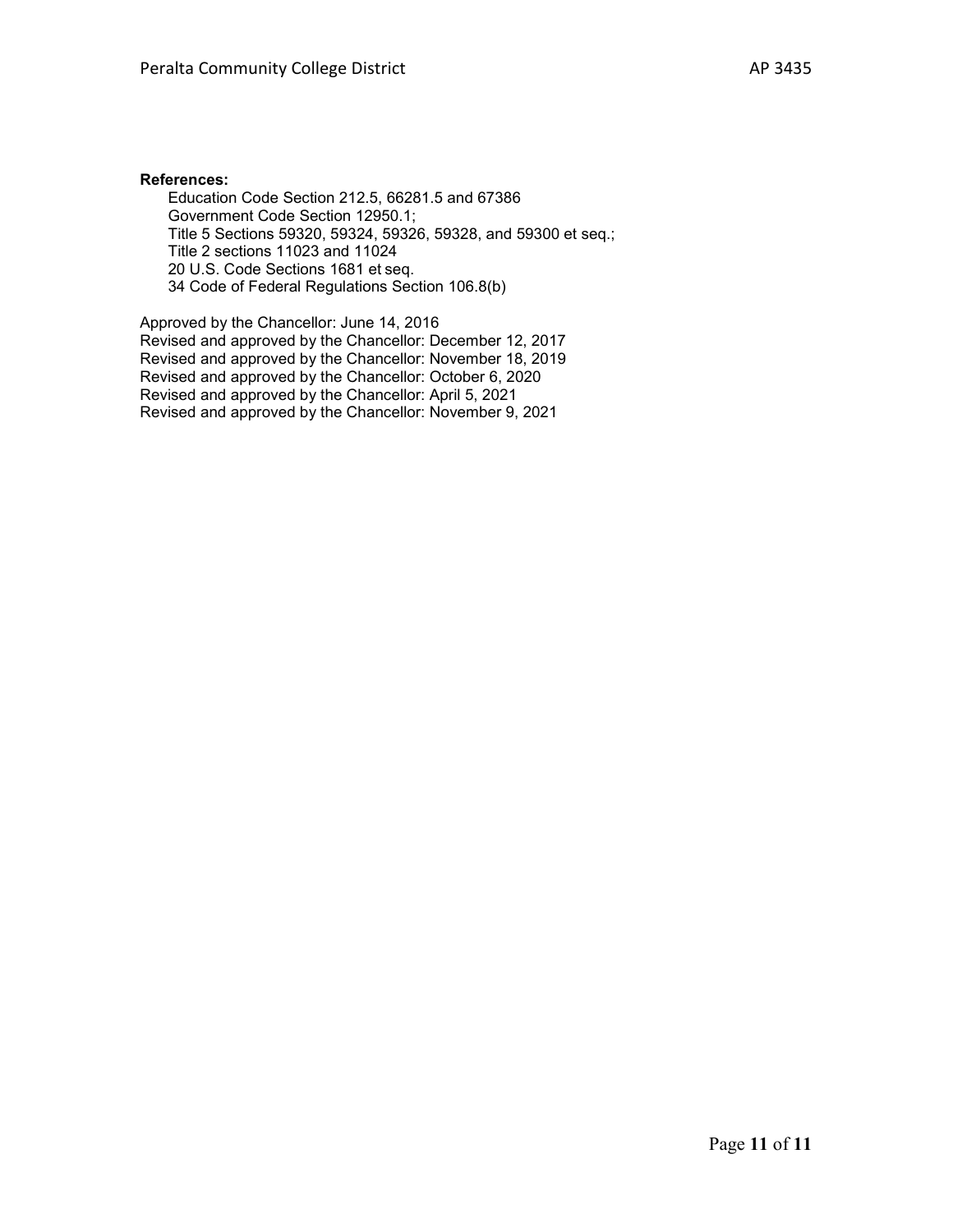**References:**

Education Code Section 212.5, 66281.5 and 67386
Government Code Section 12950.1;
Title 5 Sections 59320, 59324, 59326, 59328, and 59300 et seq.;
Title 2 sections 11023 and 11024
20 U.S. Code Sections 1681 et seq.
34 Code of Federal Regulations Section 106.8(b)

Approved by the Chancellor: June 14, 2016
Revised and approved by the Chancellor: December 12, 2017
Revised and approved by the Chancellor: November 18, 2019
Revised and approved by the Chancellor: October 6, 2020
Revised and approved by the Chancellor: April 5, 2021
Revised and approved by the Chancellor: November 9, 2021